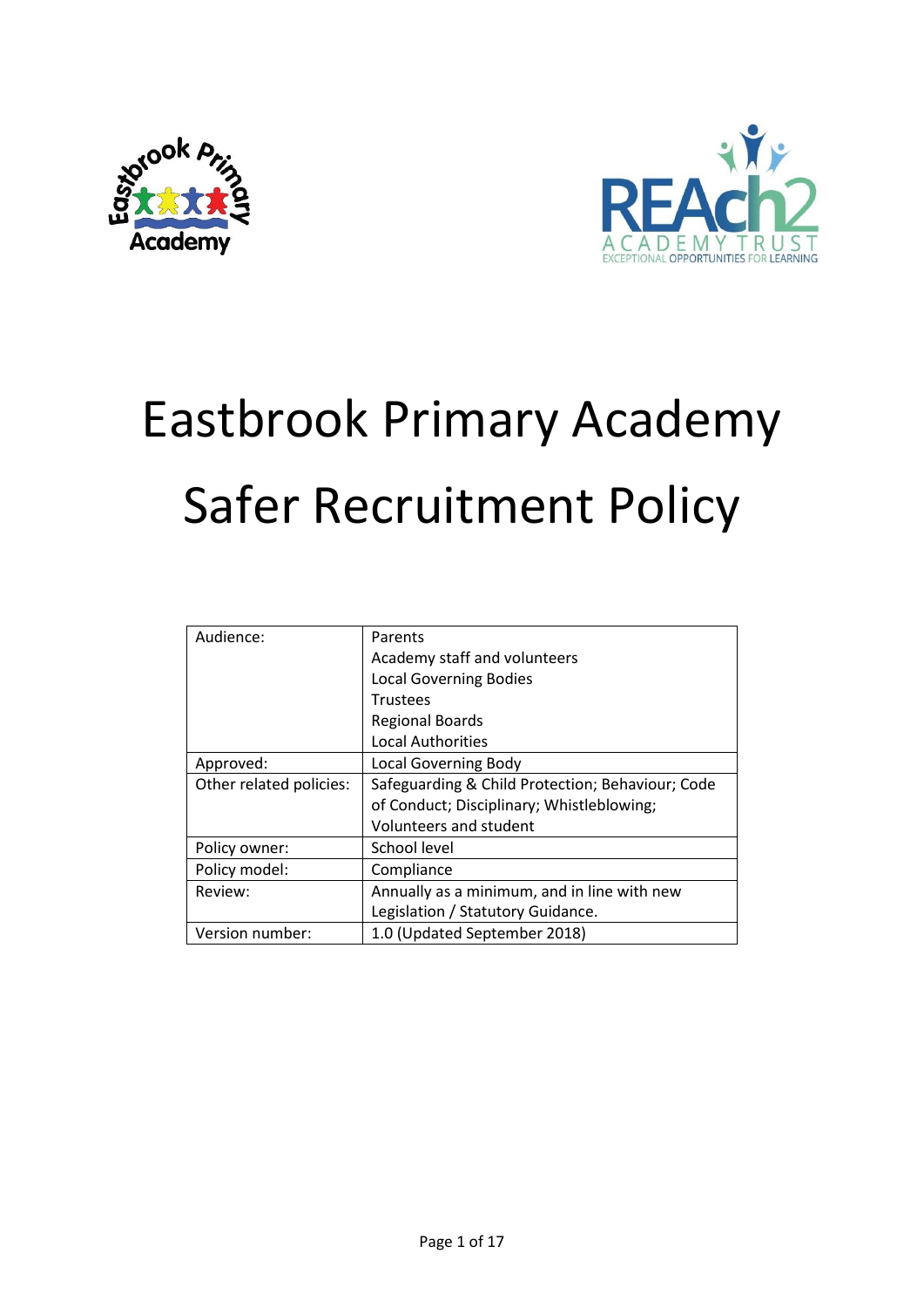# Eastbrook Primary Academy

# Safer Recruitment Policy

| | |
|---|---|
| Audience: | Parents<br>Academy staff and volunteers<br>Local Governing Bodies<br>Trustees<br>Regional Boards<br>Local Authorities |
| Approved: | Local Governing Body |
| Other related policies: | Safeguarding & Child Protection; Behaviour; Code of Conduct; Disciplinary; Whistleblowing; Volunteers and student |
| Policy owner: | School level |
| Policy model: | Compliance |
| Review: | Annually as a minimum, and in line with new Legislation / Statutory Guidance. |
| Version number: | 1.0 (Updated September 2018) |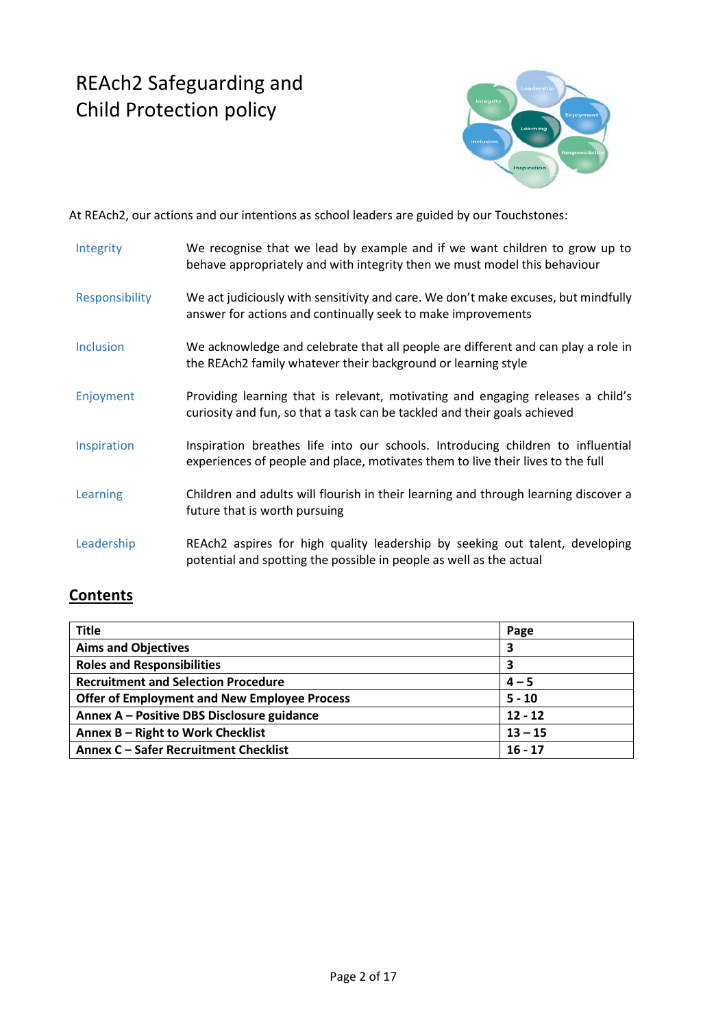# REAch2 Safeguarding and Child Protection policy

At REAch2, our actions and our intentions as school leaders are guided by our Touchstones:

| | |
|---|---|
| Integrity | We recognise that we lead by example and if we want children to grow up to behave appropriately and with integrity then we must model this behaviour |
| Responsibility | We act judiciously with sensitivity and care. We don't make excuses, but mindfully answer for actions and continually seek to make improvements |
| Inclusion | We acknowledge and celebrate that all people are different and can play a role in the REAch2 family whatever their background or learning style |
| Enjoyment | Providing learning that is relevant, motivating and engaging releases a child's curiosity and fun, so that a task can be tackled and their goals achieved |
| Inspiration | Inspiration breathes life into our schools. Introducing children to influential experiences of people and place, motivates them to live their lives to the full |
| Learning | Children and adults will flourish in their learning and through learning discover a future that is worth pursuing |
| Leadership | REAch2 aspires for high quality leadership by seeking out talent, developing potential and spotting the possible in people as well as the actual |

## Contents

| Title | Page |
|---|---|
| Aims and Objectives | 3 |
| Roles and Responsibilities | 3 |
| Recruitment and Selection Procedure | 4 – 5 |
| Offer of Employment and New Employee Process | 5 - 10 |
| Annex A – Positive DBS Disclosure guidance | 12 - 12 |
| Annex B – Right to Work Checklist | 13 – 15 |
| Annex C – Safer Recruitment Checklist | 16 - 17 |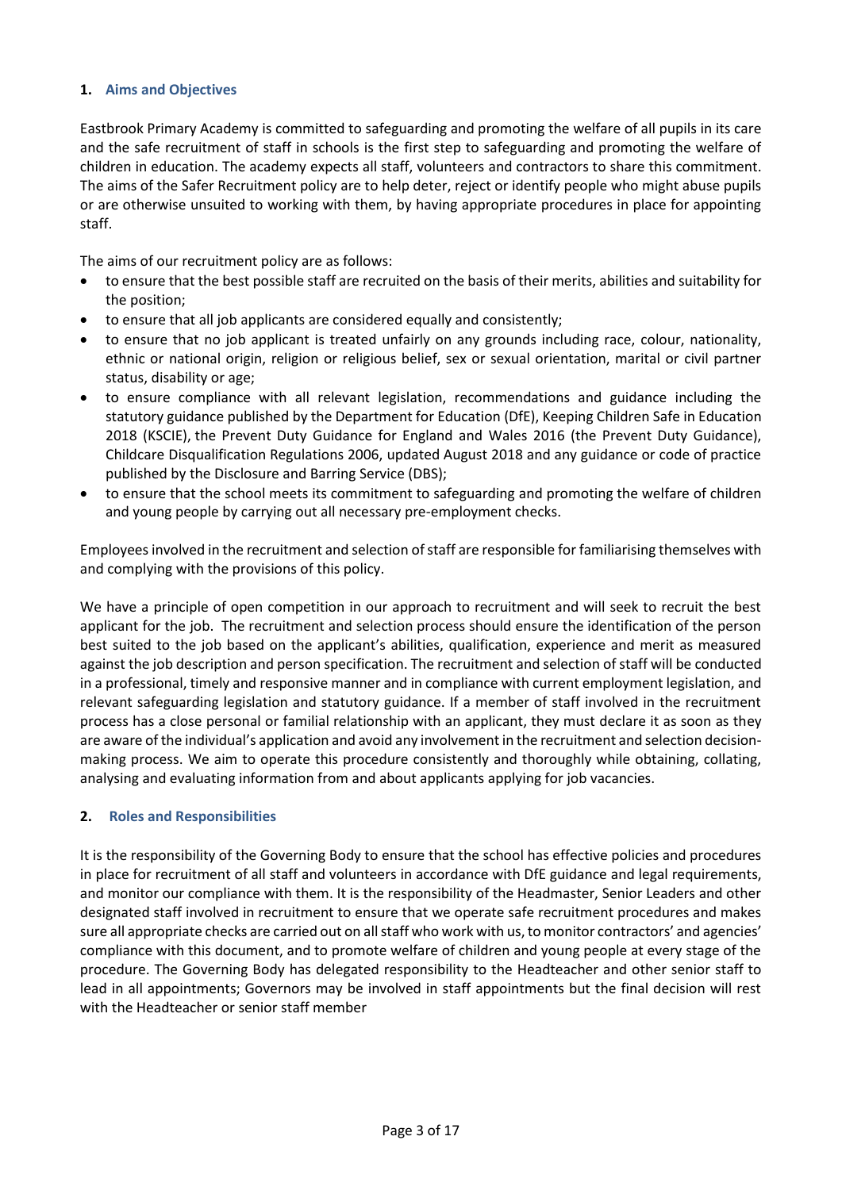## 1. Aims and Objectives

Eastbrook Primary Academy is committed to safeguarding and promoting the welfare of all pupils in its care and the safe recruitment of staff in schools is the first step to safeguarding and promoting the welfare of children in education. The academy expects all staff, volunteers and contractors to share this commitment. The aims of the Safer Recruitment policy are to help deter, reject or identify people who might abuse pupils or are otherwise unsuited to working with them, by having appropriate procedures in place for appointing staff.

The aims of our recruitment policy are as follows:

- to ensure that the best possible staff are recruited on the basis of their merits, abilities and suitability for the position;
- to ensure that all job applicants are considered equally and consistently;
- to ensure that no job applicant is treated unfairly on any grounds including race, colour, nationality, ethnic or national origin, religion or religious belief, sex or sexual orientation, marital or civil partner status, disability or age;
- to ensure compliance with all relevant legislation, recommendations and guidance including the statutory guidance published by the Department for Education (DfE), Keeping Children Safe in Education 2018 (KSCIE), the Prevent Duty Guidance for England and Wales 2016 (the Prevent Duty Guidance), Childcare Disqualification Regulations 2006, updated August 2018 and any guidance or code of practice published by the Disclosure and Barring Service (DBS);
- to ensure that the school meets its commitment to safeguarding and promoting the welfare of children and young people by carrying out all necessary pre-employment checks.

Employees involved in the recruitment and selection of staff are responsible for familiarising themselves with and complying with the provisions of this policy.

We have a principle of open competition in our approach to recruitment and will seek to recruit the best applicant for the job. The recruitment and selection process should ensure the identification of the person best suited to the job based on the applicant's abilities, qualification, experience and merit as measured against the job description and person specification. The recruitment and selection of staff will be conducted in a professional, timely and responsive manner and in compliance with current employment legislation, and relevant safeguarding legislation and statutory guidance. If a member of staff involved in the recruitment process has a close personal or familial relationship with an applicant, they must declare it as soon as they are aware of the individual's application and avoid any involvement in the recruitment and selection decision-making process. We aim to operate this procedure consistently and thoroughly while obtaining, collating, analysing and evaluating information from and about applicants applying for job vacancies.

## 2. Roles and Responsibilities

It is the responsibility of the Governing Body to ensure that the school has effective policies and procedures in place for recruitment of all staff and volunteers in accordance with DfE guidance and legal requirements, and monitor our compliance with them. It is the responsibility of the Headmaster, Senior Leaders and other designated staff involved in recruitment to ensure that we operate safe recruitment procedures and makes sure all appropriate checks are carried out on all staff who work with us, to monitor contractors' and agencies' compliance with this document, and to promote welfare of children and young people at every stage of the procedure. The Governing Body has delegated responsibility to the Headteacher and other senior staff to lead in all appointments; Governors may be involved in staff appointments but the final decision will rest with the Headteacher or senior staff member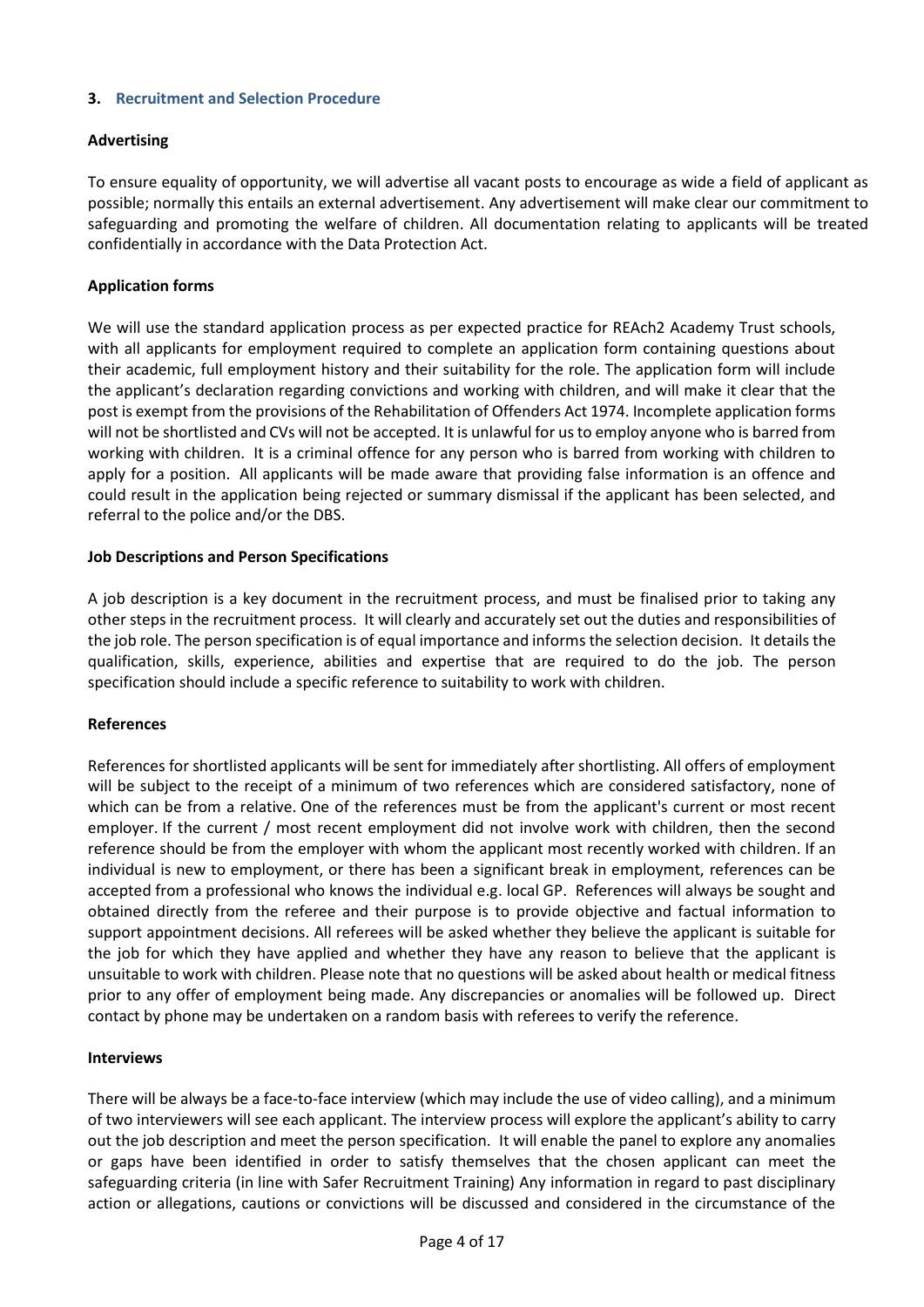## 3. Recruitment and Selection Procedure

**Advertising**

To ensure equality of opportunity, we will advertise all vacant posts to encourage as wide a field of applicant as possible; normally this entails an external advertisement. Any advertisement will make clear our commitment to safeguarding and promoting the welfare of children. All documentation relating to applicants will be treated confidentially in accordance with the Data Protection Act.

**Application forms**

We will use the standard application process as per expected practice for REAch2 Academy Trust schools, with all applicants for employment required to complete an application form containing questions about their academic, full employment history and their suitability for the role. The application form will include the applicant's declaration regarding convictions and working with children, and will make it clear that the post is exempt from the provisions of the Rehabilitation of Offenders Act 1974. Incomplete application forms will not be shortlisted and CVs will not be accepted. It is unlawful for us to employ anyone who is barred from working with children. It is a criminal offence for any person who is barred from working with children to apply for a position. All applicants will be made aware that providing false information is an offence and could result in the application being rejected or summary dismissal if the applicant has been selected, and referral to the police and/or the DBS.

**Job Descriptions and Person Specifications**

A job description is a key document in the recruitment process, and must be finalised prior to taking any other steps in the recruitment process. It will clearly and accurately set out the duties and responsibilities of the job role. The person specification is of equal importance and informs the selection decision. It details the qualification, skills, experience, abilities and expertise that are required to do the job. The person specification should include a specific reference to suitability to work with children.

**References**

References for shortlisted applicants will be sent for immediately after shortlisting. All offers of employment will be subject to the receipt of a minimum of two references which are considered satisfactory, none of which can be from a relative. One of the references must be from the applicant's current or most recent employer. If the current / most recent employment did not involve work with children, then the second reference should be from the employer with whom the applicant most recently worked with children. If an individual is new to employment, or there has been a significant break in employment, references can be accepted from a professional who knows the individual e.g. local GP. References will always be sought and obtained directly from the referee and their purpose is to provide objective and factual information to support appointment decisions. All referees will be asked whether they believe the applicant is suitable for the job for which they have applied and whether they have any reason to believe that the applicant is unsuitable to work with children. Please note that no questions will be asked about health or medical fitness prior to any offer of employment being made. Any discrepancies or anomalies will be followed up. Direct contact by phone may be undertaken on a random basis with referees to verify the reference.

**Interviews**

There will be always be a face-to-face interview (which may include the use of video calling), and a minimum of two interviewers will see each applicant. The interview process will explore the applicant's ability to carry out the job description and meet the person specification. It will enable the panel to explore any anomalies or gaps have been identified in order to satisfy themselves that the chosen applicant can meet the safeguarding criteria (in line with Safer Recruitment Training) Any information in regard to past disciplinary action or allegations, cautions or convictions will be discussed and considered in the circumstance of the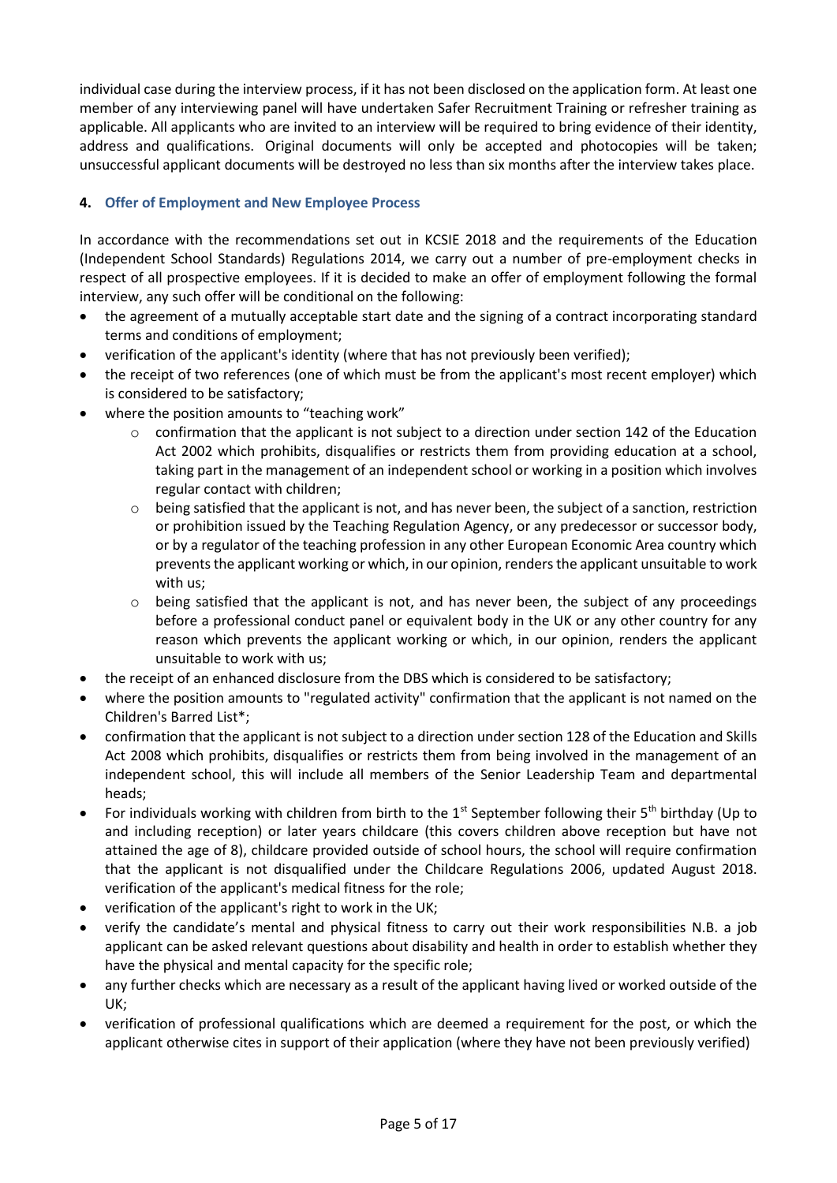individual case during the interview process, if it has not been disclosed on the application form. At least one member of any interviewing panel will have undertaken Safer Recruitment Training or refresher training as applicable. All applicants who are invited to an interview will be required to bring evidence of their identity, address and qualifications. Original documents will only be accepted and photocopies will be taken; unsuccessful applicant documents will be destroyed no less than six months after the interview takes place.

## 4. Offer of Employment and New Employee Process

In accordance with the recommendations set out in KCSIE 2018 and the requirements of the Education (Independent School Standards) Regulations 2014, we carry out a number of pre-employment checks in respect of all prospective employees. If it is decided to make an offer of employment following the formal interview, any such offer will be conditional on the following:

- the agreement of a mutually acceptable start date and the signing of a contract incorporating standard terms and conditions of employment;
- verification of the applicant's identity (where that has not previously been verified);
- the receipt of two references (one of which must be from the applicant's most recent employer) which is considered to be satisfactory;
- where the position amounts to "teaching work"
    - confirmation that the applicant is not subject to a direction under section 142 of the Education Act 2002 which prohibits, disqualifies or restricts them from providing education at a school, taking part in the management of an independent school or working in a position which involves regular contact with children;
    - being satisfied that the applicant is not, and has never been, the subject of a sanction, restriction or prohibition issued by the Teaching Regulation Agency, or any predecessor or successor body, or by a regulator of the teaching profession in any other European Economic Area country which prevents the applicant working or which, in our opinion, renders the applicant unsuitable to work with us;
    - being satisfied that the applicant is not, and has never been, the subject of any proceedings before a professional conduct panel or equivalent body in the UK or any other country for any reason which prevents the applicant working or which, in our opinion, renders the applicant unsuitable to work with us;
- the receipt of an enhanced disclosure from the DBS which is considered to be satisfactory;
- where the position amounts to "regulated activity" confirmation that the applicant is not named on the Children's Barred List*;
- confirmation that the applicant is not subject to a direction under section 128 of the Education and Skills Act 2008 which prohibits, disqualifies or restricts them from being involved in the management of an independent school, this will include all members of the Senior Leadership Team and departmental heads;
- For individuals working with children from birth to the 1st September following their 5th birthday (Up to and including reception) or later years childcare (this covers children above reception but have not attained the age of 8), childcare provided outside of school hours, the school will require confirmation that the applicant is not disqualified under the Childcare Regulations 2006, updated August 2018. verification of the applicant's medical fitness for the role;
- verification of the applicant's right to work in the UK;
- verify the candidate's mental and physical fitness to carry out their work responsibilities N.B. a job applicant can be asked relevant questions about disability and health in order to establish whether they have the physical and mental capacity for the specific role;
- any further checks which are necessary as a result of the applicant having lived or worked outside of the UK;
- verification of professional qualifications which are deemed a requirement for the post, or which the applicant otherwise cites in support of their application (where they have not been previously verified)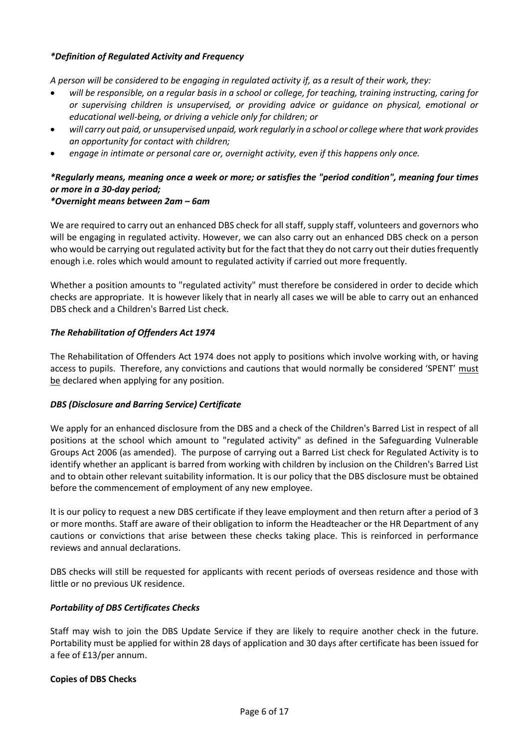***Definition of Regulated Activity and Frequency**

*A person will be considered to be engaging in regulated activity if, as a result of their work, they:*

- *will be responsible, on a regular basis in a school or college, for teaching, training instructing, caring for or supervising children is unsupervised, or providing advice or guidance on physical, emotional or educational well-being, or driving a vehicle only for children; or*
- *will carry out paid, or unsupervised unpaid, work regularly in a school or college where that work provides an opportunity for contact with children;*
- *engage in intimate or personal care or, overnight activity, even if this happens only once.*

***Regularly means, meaning once a week or more; or satisfies the "period condition", meaning four times or more in a 30-day period;***
***\*Overnight means between 2am – 6am***

We are required to carry out an enhanced DBS check for all staff, supply staff, volunteers and governors who will be engaging in regulated activity. However, we can also carry out an enhanced DBS check on a person who would be carrying out regulated activity but for the fact that they do not carry out their duties frequently enough i.e. roles which would amount to regulated activity if carried out more frequently.

Whether a position amounts to "regulated activity" must therefore be considered in order to decide which checks are appropriate. It is however likely that in nearly all cases we will be able to carry out an enhanced DBS check and a Children's Barred List check.

***The Rehabilitation of Offenders Act 1974***

The Rehabilitation of Offenders Act 1974 does not apply to positions which involve working with, or having access to pupils. Therefore, any convictions and cautions that would normally be considered 'SPENT' <u>must be</u> declared when applying for any position.

***DBS (Disclosure and Barring Service) Certificate***

We apply for an enhanced disclosure from the DBS and a check of the Children's Barred List in respect of all positions at the school which amount to "regulated activity" as defined in the Safeguarding Vulnerable Groups Act 2006 (as amended). The purpose of carrying out a Barred List check for Regulated Activity is to identify whether an applicant is barred from working with children by inclusion on the Children's Barred List and to obtain other relevant suitability information. It is our policy that the DBS disclosure must be obtained before the commencement of employment of any new employee.

It is our policy to request a new DBS certificate if they leave employment and then return after a period of 3 or more months. Staff are aware of their obligation to inform the Headteacher or the HR Department of any cautions or convictions that arise between these checks taking place. This is reinforced in performance reviews and annual declarations.

DBS checks will still be requested for applicants with recent periods of overseas residence and those with little or no previous UK residence.

***Portability of DBS Certificates Checks***

Staff may wish to join the DBS Update Service if they are likely to require another check in the future. Portability must be applied for within 28 days of application and 30 days after certificate has been issued for a fee of £13/per annum.

**Copies of DBS Checks**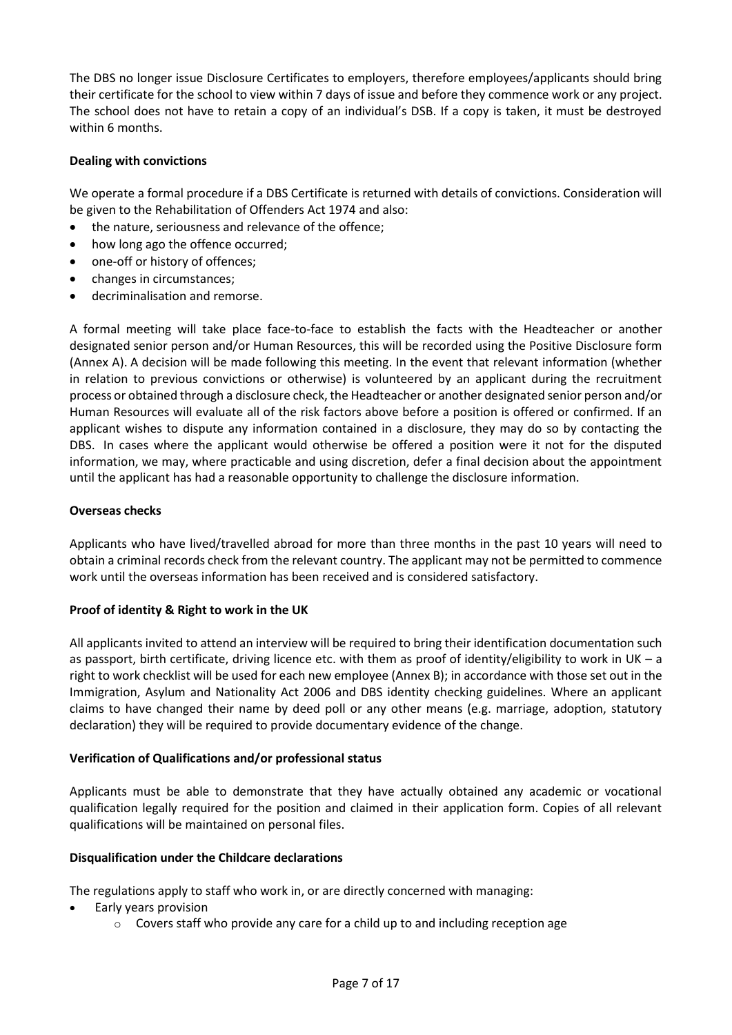The DBS no longer issue Disclosure Certificates to employers, therefore employees/applicants should bring their certificate for the school to view within 7 days of issue and before they commence work or any project. The school does not have to retain a copy of an individual's DSB. If a copy is taken, it must be destroyed within 6 months.

**Dealing with convictions**

We operate a formal procedure if a DBS Certificate is returned with details of convictions. Consideration will be given to the Rehabilitation of Offenders Act 1974 and also:

- the nature, seriousness and relevance of the offence;
- how long ago the offence occurred;
- one-off or history of offences;
- changes in circumstances;
- decriminalisation and remorse.

A formal meeting will take place face-to-face to establish the facts with the Headteacher or another designated senior person and/or Human Resources, this will be recorded using the Positive Disclosure form (Annex A). A decision will be made following this meeting. In the event that relevant information (whether in relation to previous convictions or otherwise) is volunteered by an applicant during the recruitment process or obtained through a disclosure check, the Headteacher or another designated senior person and/or Human Resources will evaluate all of the risk factors above before a position is offered or confirmed. If an applicant wishes to dispute any information contained in a disclosure, they may do so by contacting the DBS. In cases where the applicant would otherwise be offered a position were it not for the disputed information, we may, where practicable and using discretion, defer a final decision about the appointment until the applicant has had a reasonable opportunity to challenge the disclosure information.

**Overseas checks**

Applicants who have lived/travelled abroad for more than three months in the past 10 years will need to obtain a criminal records check from the relevant country. The applicant may not be permitted to commence work until the overseas information has been received and is considered satisfactory.

**Proof of identity & Right to work in the UK**

All applicants invited to attend an interview will be required to bring their identification documentation such as passport, birth certificate, driving licence etc. with them as proof of identity/eligibility to work in UK – a right to work checklist will be used for each new employee (Annex B); in accordance with those set out in the Immigration, Asylum and Nationality Act 2006 and DBS identity checking guidelines. Where an applicant claims to have changed their name by deed poll or any other means (e.g. marriage, adoption, statutory declaration) they will be required to provide documentary evidence of the change.

**Verification of Qualifications and/or professional status**

Applicants must be able to demonstrate that they have actually obtained any academic or vocational qualification legally required for the position and claimed in their application form. Copies of all relevant qualifications will be maintained on personal files.

**Disqualification under the Childcare declarations**

The regulations apply to staff who work in, or are directly concerned with managing:

- Early years provision
  - Covers staff who provide any care for a child up to and including reception age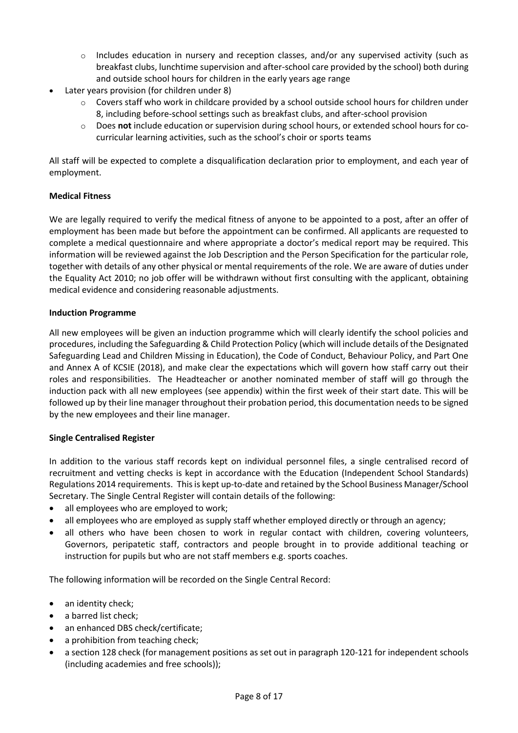- Includes education in nursery and reception classes, and/or any supervised activity (such as breakfast clubs, lunchtime supervision and after-school care provided by the school) both during and outside school hours for children in the early years age range
- Later years provision (for children under 8)
  - Covers staff who work in childcare provided by a school outside school hours for children under 8, including before-school settings such as breakfast clubs, and after-school provision
  - Does **not** include education or supervision during school hours, or extended school hours for co-curricular learning activities, such as the school's choir or sports teams

All staff will be expected to complete a disqualification declaration prior to employment, and each year of employment.

**Medical Fitness**

We are legally required to verify the medical fitness of anyone to be appointed to a post, after an offer of employment has been made but before the appointment can be confirmed. All applicants are requested to complete a medical questionnaire and where appropriate a doctor's medical report may be required. This information will be reviewed against the Job Description and the Person Specification for the particular role, together with details of any other physical or mental requirements of the role. We are aware of duties under the Equality Act 2010; no job offer will be withdrawn without first consulting with the applicant, obtaining medical evidence and considering reasonable adjustments.

**Induction Programme**

All new employees will be given an induction programme which will clearly identify the school policies and procedures, including the Safeguarding & Child Protection Policy (which will include details of the Designated Safeguarding Lead and Children Missing in Education), the Code of Conduct, Behaviour Policy, and Part One and Annex A of KCSIE (2018), and make clear the expectations which will govern how staff carry out their roles and responsibilities. The Headteacher or another nominated member of staff will go through the induction pack with all new employees (see appendix) within the first week of their start date. This will be followed up by their line manager throughout their probation period, this documentation needs to be signed by the new employees and their line manager.

**Single Centralised Register**

In addition to the various staff records kept on individual personnel files, a single centralised record of recruitment and vetting checks is kept in accordance with the Education (Independent School Standards) Regulations 2014 requirements. This is kept up-to-date and retained by the School Business Manager/School Secretary. The Single Central Register will contain details of the following:

- all employees who are employed to work;
- all employees who are employed as supply staff whether employed directly or through an agency;
- all others who have been chosen to work in regular contact with children, covering volunteers, Governors, peripatetic staff, contractors and people brought in to provide additional teaching or instruction for pupils but who are not staff members e.g. sports coaches.

The following information will be recorded on the Single Central Record:

- an identity check;
- a barred list check;
- an enhanced DBS check/certificate;
- a prohibition from teaching check;
- a section 128 check (for management positions as set out in paragraph 120-121 for independent schools (including academies and free schools));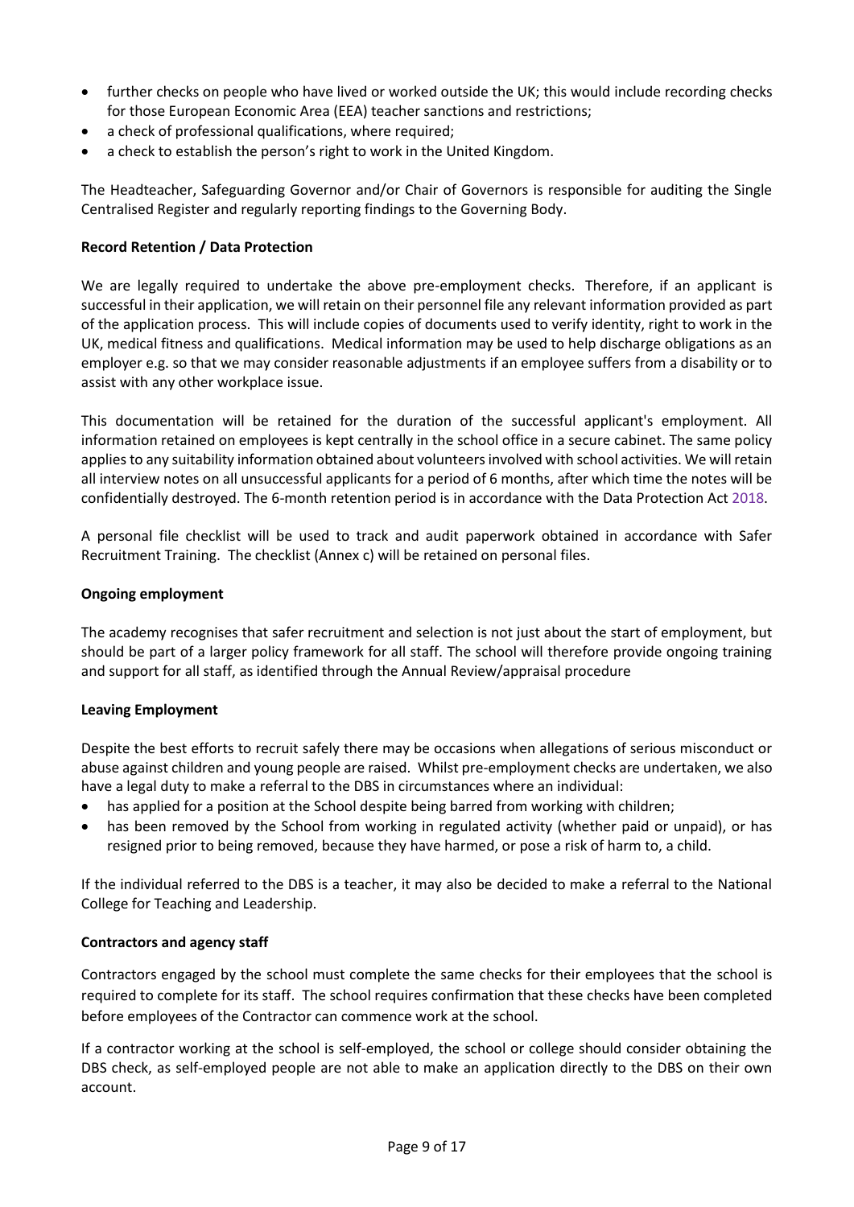- further checks on people who have lived or worked outside the UK; this would include recording checks for those European Economic Area (EEA) teacher sanctions and restrictions;
- a check of professional qualifications, where required;
- a check to establish the person's right to work in the United Kingdom.

The Headteacher, Safeguarding Governor and/or Chair of Governors is responsible for auditing the Single Centralised Register and regularly reporting findings to the Governing Body.

**Record Retention / Data Protection**

We are legally required to undertake the above pre-employment checks. Therefore, if an applicant is successful in their application, we will retain on their personnel file any relevant information provided as part of the application process. This will include copies of documents used to verify identity, right to work in the UK, medical fitness and qualifications. Medical information may be used to help discharge obligations as an employer e.g. so that we may consider reasonable adjustments if an employee suffers from a disability or to assist with any other workplace issue.

This documentation will be retained for the duration of the successful applicant's employment. All information retained on employees is kept centrally in the school office in a secure cabinet. The same policy applies to any suitability information obtained about volunteers involved with school activities. We will retain all interview notes on all unsuccessful applicants for a period of 6 months, after which time the notes will be confidentially destroyed. The 6-month retention period is in accordance with the Data Protection Act 2018.

A personal file checklist will be used to track and audit paperwork obtained in accordance with Safer Recruitment Training. The checklist (Annex c) will be retained on personal files.

**Ongoing employment**

The academy recognises that safer recruitment and selection is not just about the start of employment, but should be part of a larger policy framework for all staff. The school will therefore provide ongoing training and support for all staff, as identified through the Annual Review/appraisal procedure

**Leaving Employment**

Despite the best efforts to recruit safely there may be occasions when allegations of serious misconduct or abuse against children and young people are raised. Whilst pre-employment checks are undertaken, we also have a legal duty to make a referral to the DBS in circumstances where an individual:

- has applied for a position at the School despite being barred from working with children;
- has been removed by the School from working in regulated activity (whether paid or unpaid), or has resigned prior to being removed, because they have harmed, or pose a risk of harm to, a child.

If the individual referred to the DBS is a teacher, it may also be decided to make a referral to the National College for Teaching and Leadership.

**Contractors and agency staff**

Contractors engaged by the school must complete the same checks for their employees that the school is required to complete for its staff. The school requires confirmation that these checks have been completed before employees of the Contractor can commence work at the school.

If a contractor working at the school is self-employed, the school or college should consider obtaining the DBS check, as self-employed people are not able to make an application directly to the DBS on their own account.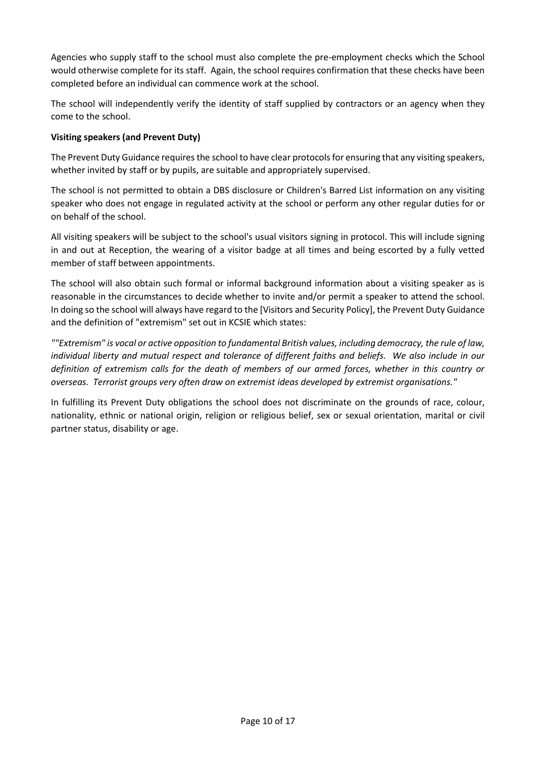Agencies who supply staff to the school must also complete the pre-employment checks which the School would otherwise complete for its staff. Again, the school requires confirmation that these checks have been completed before an individual can commence work at the school.

The school will independently verify the identity of staff supplied by contractors or an agency when they come to the school.

**Visiting speakers (and Prevent Duty)**

The Prevent Duty Guidance requires the school to have clear protocols for ensuring that any visiting speakers, whether invited by staff or by pupils, are suitable and appropriately supervised.

The school is not permitted to obtain a DBS disclosure or Children's Barred List information on any visiting speaker who does not engage in regulated activity at the school or perform any other regular duties for or on behalf of the school.

All visiting speakers will be subject to the school's usual visitors signing in protocol. This will include signing in and out at Reception, the wearing of a visitor badge at all times and being escorted by a fully vetted member of staff between appointments.

The school will also obtain such formal or informal background information about a visiting speaker as is reasonable in the circumstances to decide whether to invite and/or permit a speaker to attend the school. In doing so the school will always have regard to the [Visitors and Security Policy], the Prevent Duty Guidance and the definition of "extremism" set out in KCSIE which states:

*""Extremism" is vocal or active opposition to fundamental British values, including democracy, the rule of law, individual liberty and mutual respect and tolerance of different faiths and beliefs. We also include in our definition of extremism calls for the death of members of our armed forces, whether in this country or overseas. Terrorist groups very often draw on extremist ideas developed by extremist organisations."*

In fulfilling its Prevent Duty obligations the school does not discriminate on the grounds of race, colour, nationality, ethnic or national origin, religion or religious belief, sex or sexual orientation, marital or civil partner status, disability or age.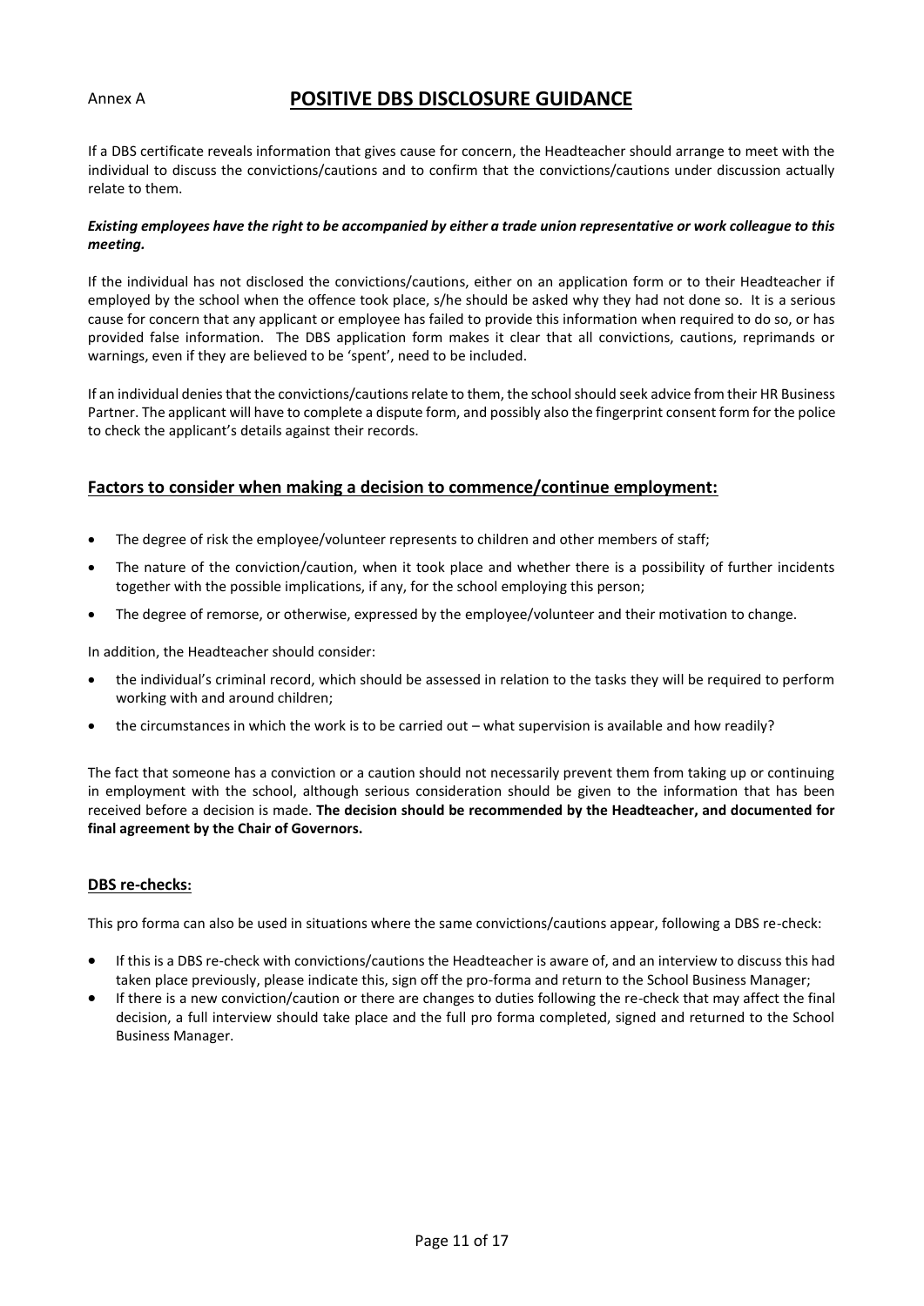Annex A

# POSITIVE DBS DISCLOSURE GUIDANCE

If a DBS certificate reveals information that gives cause for concern, the Headteacher should arrange to meet with the individual to discuss the convictions/cautions and to confirm that the convictions/cautions under discussion actually relate to them.

***Existing employees have the right to be accompanied by either a trade union representative or work colleague to this meeting.***

If the individual has not disclosed the convictions/cautions, either on an application form or to their Headteacher if employed by the school when the offence took place, s/he should be asked why they had not done so. It is a serious cause for concern that any applicant or employee has failed to provide this information when required to do so, or has provided false information. The DBS application form makes it clear that all convictions, cautions, reprimands or warnings, even if they are believed to be 'spent', need to be included.

If an individual denies that the convictions/cautions relate to them, the school should seek advice from their HR Business Partner. The applicant will have to complete a dispute form, and possibly also the fingerprint consent form for the police to check the applicant's details against their records.

## Factors to consider when making a decision to commence/continue employment:

- The degree of risk the employee/volunteer represents to children and other members of staff;
- The nature of the conviction/caution, when it took place and whether there is a possibility of further incidents together with the possible implications, if any, for the school employing this person;
- The degree of remorse, or otherwise, expressed by the employee/volunteer and their motivation to change.

In addition, the Headteacher should consider:

- the individual's criminal record, which should be assessed in relation to the tasks they will be required to perform working with and around children;
- the circumstances in which the work is to be carried out – what supervision is available and how readily?

The fact that someone has a conviction or a caution should not necessarily prevent them from taking up or continuing in employment with the school, although serious consideration should be given to the information that has been received before a decision is made. **The decision should be recommended by the Headteacher, and documented for final agreement by the Chair of Governors.**

### DBS re-checks:

This pro forma can also be used in situations where the same convictions/cautions appear, following a DBS re-check:

- If this is a DBS re-check with convictions/cautions the Headteacher is aware of, and an interview to discuss this had taken place previously, please indicate this, sign off the pro-forma and return to the School Business Manager;
- If there is a new conviction/caution or there are changes to duties following the re-check that may affect the final decision, a full interview should take place and the full pro forma completed, signed and returned to the School Business Manager.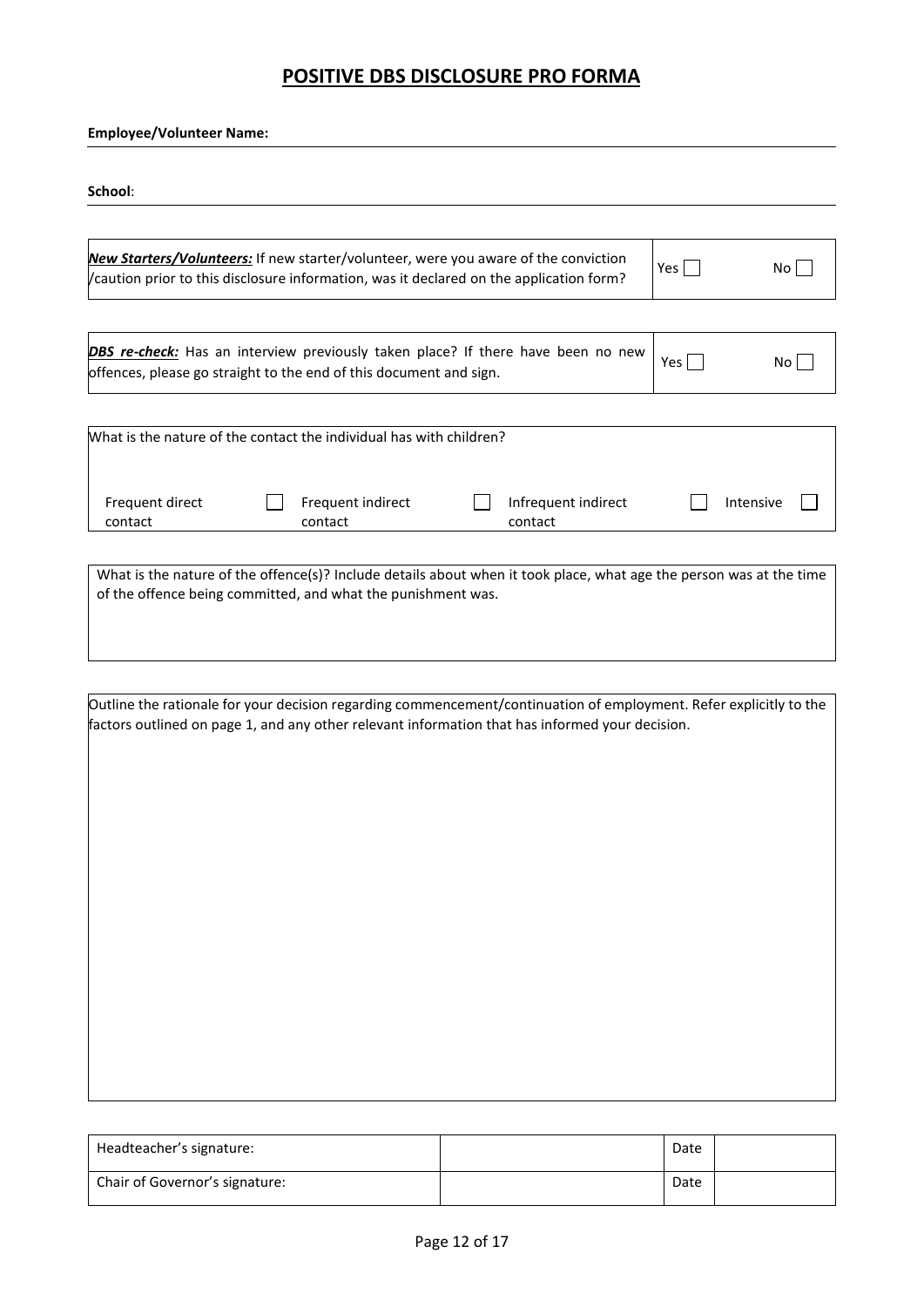# POSITIVE DBS DISCLOSURE PRO FORMA

**Employee/Volunteer Name:**

**School**:

| ***New Starters/Volunteers:*** If new starter/volunteer, were you aware of the conviction /caution prior to this disclosure information, was it declared on the application form? | Yes ☐ | No ☐ |
|---|---|---|

| ***DBS re-check:*** Has an interview previously taken place? If there have been no new offences, please go straight to the end of this document and sign. | Yes ☐ | No ☐ |
|---|---|---|

What is the nature of the contact the individual has with children?

| Frequent direct contact | ☐ | Frequent indirect contact | ☐ | Infrequent indirect contact | ☐ | Intensive | ☐ |
|---|---|---|---|---|---|---|---|

What is the nature of the offence(s)? Include details about when it took place, what age the person was at the time of the offence being committed, and what the punishment was.

Outline the rationale for your decision regarding commencement/continuation of employment. Refer explicitly to the factors outlined on page 1, and any other relevant information that has informed your decision.

| Headteacher's signature: | | Date | |
|---|---|---|---|
| Chair of Governor's signature: | | Date | |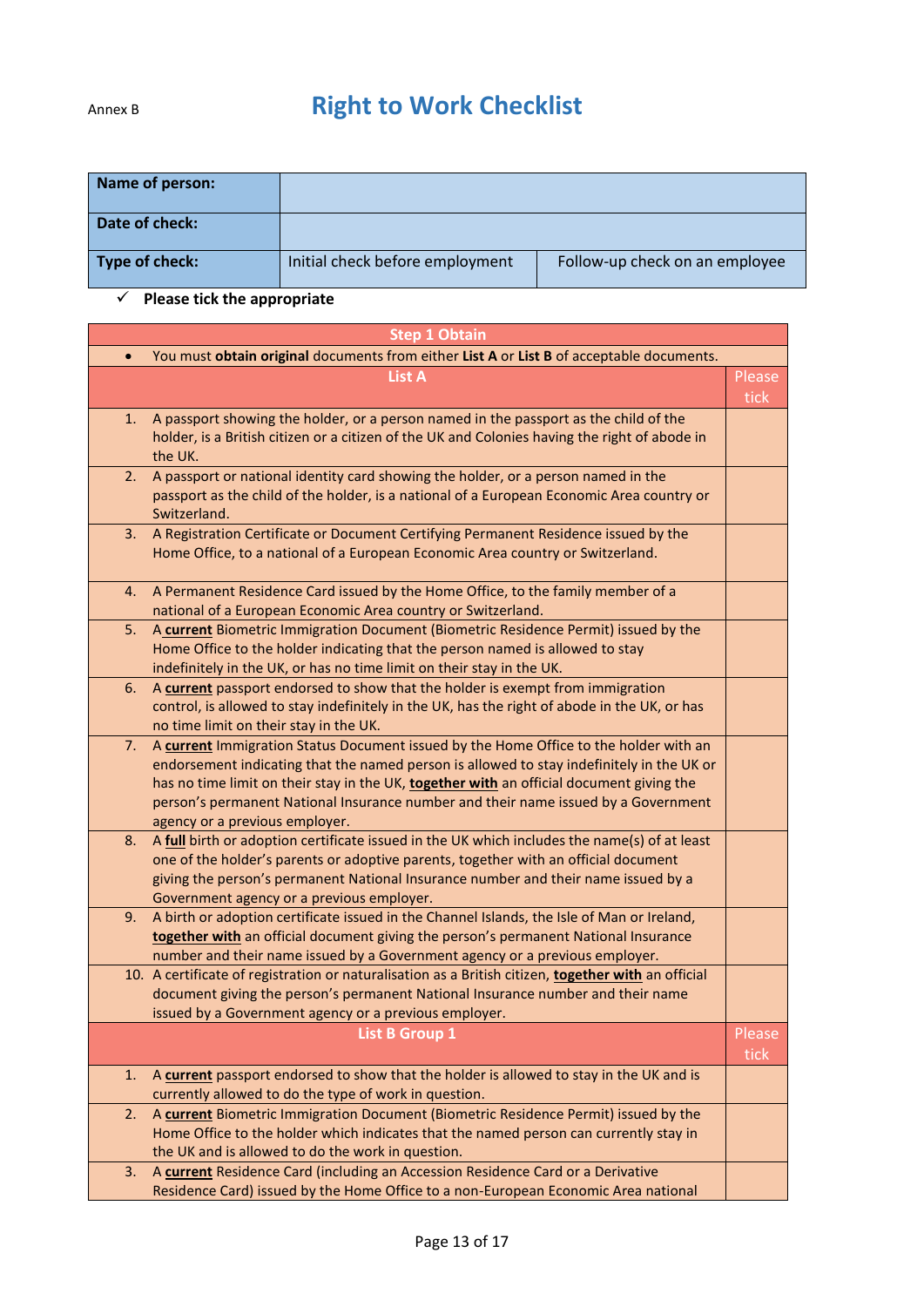Annex B

# Right to Work Checklist

| Name of person: | | |
|---|---|---|
| Date of check: | | |
| Type of check: | Initial check before employment | Follow-up check on an employee |

✓ **Please tick the appropriate**

| Step 1 Obtain | |
|---|---|
| • You must **obtain original** documents from either **List A** or **List B** of acceptable documents. | |
| **List A** | Please tick |
| 1. A passport showing the holder, or a person named in the passport as the child of the holder, is a British citizen or a citizen of the UK and Colonies having the right of abode in the UK. | |
| 2. A passport or national identity card showing the holder, or a person named in the passport as the child of the holder, is a national of a European Economic Area country or Switzerland. | |
| 3. A Registration Certificate or Document Certifying Permanent Residence issued by the Home Office, to a national of a European Economic Area country or Switzerland. | |
| 4. A Permanent Residence Card issued by the Home Office, to the family member of a national of a European Economic Area country or Switzerland. | |
| 5. A **current** Biometric Immigration Document (Biometric Residence Permit) issued by the Home Office to the holder indicating that the person named is allowed to stay indefinitely in the UK, or has no time limit on their stay in the UK. | |
| 6. A **current** passport endorsed to show that the holder is exempt from immigration control, is allowed to stay indefinitely in the UK, has the right of abode in the UK, or has no time limit on their stay in the UK. | |
| 7. A **current** Immigration Status Document issued by the Home Office to the holder with an endorsement indicating that the named person is allowed to stay indefinitely in the UK or has no time limit on their stay in the UK, **together with** an official document giving the person's permanent National Insurance number and their name issued by a Government agency or a previous employer. | |
| 8. A **full** birth or adoption certificate issued in the UK which includes the name(s) of at least one of the holder's parents or adoptive parents, together with an official document giving the person's permanent National Insurance number and their name issued by a Government agency or a previous employer. | |
| 9. A birth or adoption certificate issued in the Channel Islands, the Isle of Man or Ireland, **together with** an official document giving the person's permanent National Insurance number and their name issued by a Government agency or a previous employer. | |
| 10. A certificate of registration or naturalisation as a British citizen, **together with** an official document giving the person's permanent National Insurance number and their name issued by a Government agency or a previous employer. | |
| **List B Group 1** | Please tick |
| 1. A **current** passport endorsed to show that the holder is allowed to stay in the UK and is currently allowed to do the type of work in question. | |
| 2. A **current** Biometric Immigration Document (Biometric Residence Permit) issued by the Home Office to the holder which indicates that the named person can currently stay in the UK and is allowed to do the work in question. | |
| 3. A **current** Residence Card (including an Accession Residence Card or a Derivative Residence Card) issued by the Home Office to a non-European Economic Area national | |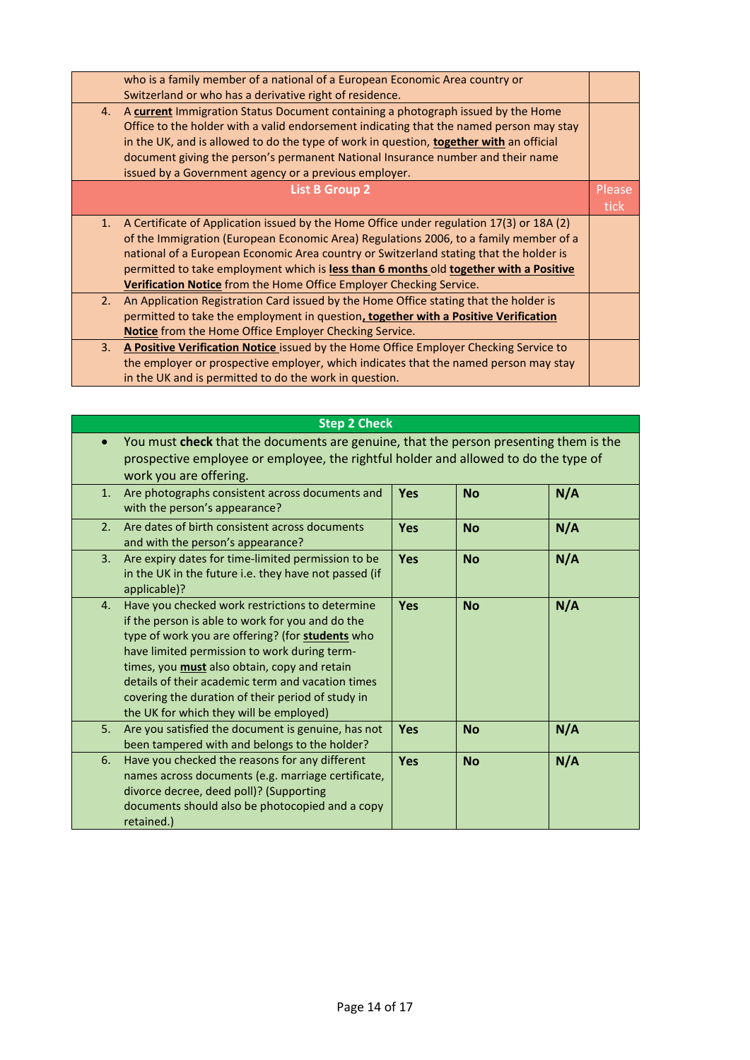| | | |
|---|---|---|
| | who is a family member of a national of a European Economic Area country or Switzerland or who has a derivative right of residence. | |
| 4. | A **current** Immigration Status Document containing a photograph issued by the Home Office to the holder with a valid endorsement indicating that the named person may stay in the UK, and is allowed to do the type of work in question, **together with** an official document giving the person's permanent National Insurance number and their name issued by a Government agency or a previous employer. | |
| | **List B Group 2** | Please tick |
| 1. | A Certificate of Application issued by the Home Office under regulation 17(3) or 18A (2) of the Immigration (European Economic Area) Regulations 2006, to a family member of a national of a European Economic Area country or Switzerland stating that the holder is permitted to take employment which is **less than 6 months** old **together with a Positive Verification Notice** from the Home Office Employer Checking Service. | |
| 2. | An Application Registration Card issued by the Home Office stating that the holder is permitted to take the employment in question**, together with a Positive Verification Notice** from the Home Office Employer Checking Service. | |
| 3. | **A Positive Verification Notice** issued by the Home Office Employer Checking Service to the employer or prospective employer, which indicates that the named person may stay in the UK and is permitted to do the work in question. | |

| | **Step 2 Check** | | | |
|---|---|---|---|---|
| • | You must **check** that the documents are genuine, that the person presenting them is the prospective employee or employee, the rightful holder and allowed to do the type of work you are offering. | | | |
| 1. | Are photographs consistent across documents and with the person's appearance? | **Yes** | **No** | **N/A** |
| 2. | Are dates of birth consistent across documents and with the person's appearance? | **Yes** | **No** | **N/A** |
| 3. | Are expiry dates for time-limited permission to be in the UK in the future i.e. they have not passed (if applicable)? | **Yes** | **No** | **N/A** |
| 4. | Have you checked work restrictions to determine if the person is able to work for you and do the type of work you are offering? (for **students** who have limited permission to work during term-times, you **must** also obtain, copy and retain details of their academic term and vacation times covering the duration of their period of study in the UK for which they will be employed) | **Yes** | **No** | **N/A** |
| 5. | Are you satisfied the document is genuine, has not been tampered with and belongs to the holder? | **Yes** | **No** | **N/A** |
| 6. | Have you checked the reasons for any different names across documents (e.g. marriage certificate, divorce decree, deed poll)? (Supporting documents should also be photocopied and a copy retained.) | **Yes** | **No** | **N/A** |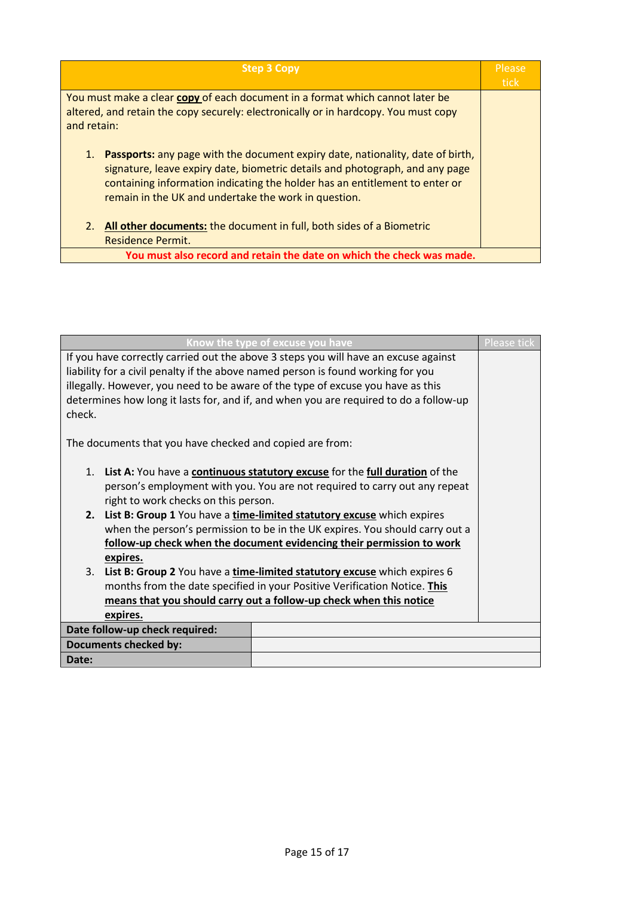| Step 3 Copy | Please tick |
|---|---|
| You must make a clear **copy** of each document in a format which cannot later be altered, and retain the copy securely: electronically or in hardcopy. You must copy and retain:<br><br>1. **Passports:** any page with the document expiry date, nationality, date of birth, signature, leave expiry date, biometric details and photograph, and any page containing information indicating the holder has an entitlement to enter or remain in the UK and undertake the work in question.<br><br>2. **All other documents:** the document in full, both sides of a Biometric Residence Permit. | |
| **You must also record and retain the date on which the check was made.** | |

| Know the type of excuse you have | | Please tick |
|---|---|---|
| If you have correctly carried out the above 3 steps you will have an excuse against liability for a civil penalty if the above named person is found working for you illegally. However, you need to be aware of the type of excuse you have as this determines how long it lasts for, and if, and when you are required to do a follow-up check.<br><br>The documents that you have checked and copied are from:<br><br>1. **List A:** You have a **continuous statutory excuse** for the **full duration** of the person's employment with you. You are not required to carry out any repeat right to work checks on this person.<br>2. **List B: Group 1** You have a **time-limited statutory excuse** which expires when the person's permission to be in the UK expires. You should carry out a **follow-up check when the document evidencing their permission to work expires.**<br>3. **List B: Group 2** You have a **time-limited statutory excuse** which expires 6 months from the date specified in your Positive Verification Notice. **This means that you should carry out a follow-up check when this notice expires.** | | |
| **Date follow-up check required:** | | |
| **Documents checked by:** | | |
| **Date:** | | |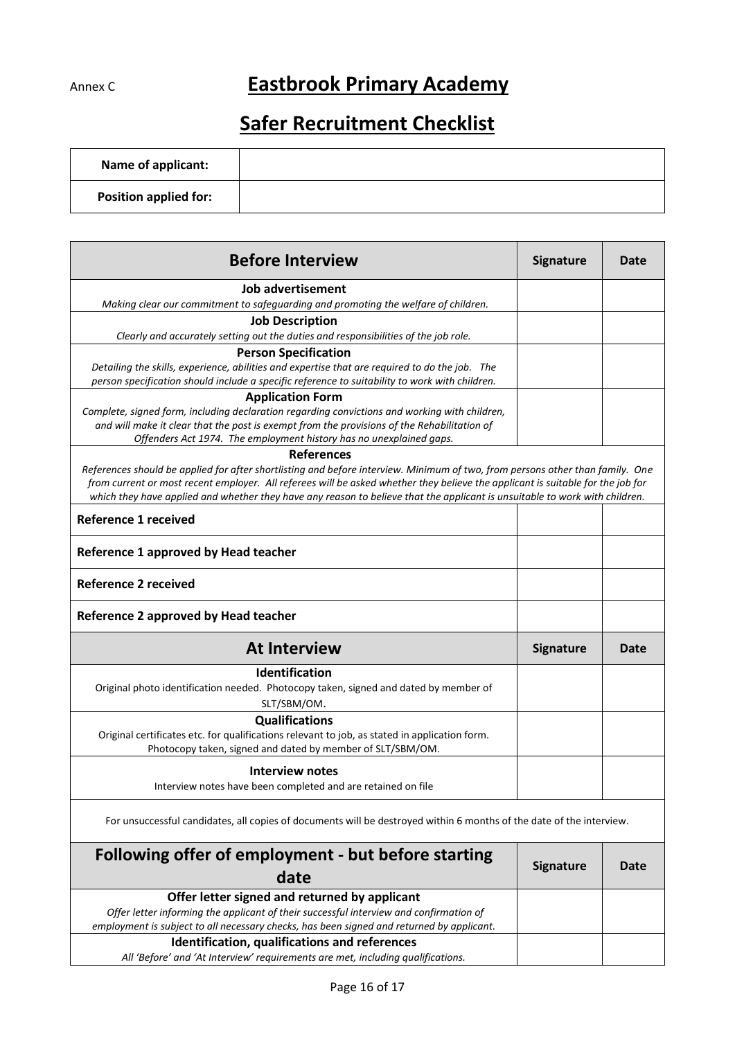Annex C

# Eastbrook Primary Academy

## Safer Recruitment Checklist

| **Name of applicant:** | |
|---|---|
| **Position applied for:** | |

| **Before Interview** | **Signature** | **Date** |
|---|---|---|
| **Job advertisement**<br>*Making clear our commitment to safeguarding and promoting the welfare of children.* | | |
| **Job Description**<br>*Clearly and accurately setting out the duties and responsibilities of the job role.* | | |
| **Person Specification**<br>*Detailing the skills, experience, abilities and expertise that are required to do the job. The person specification should include a specific reference to suitability to work with children.* | | |
| **Application Form**<br>*Complete, signed form, including declaration regarding convictions and working with children, and will make it clear that the post is exempt from the provisions of the Rehabilitation of Offenders Act 1974. The employment history has no unexplained gaps.* | | |
| **References**<br>*References should be applied for after shortlisting and before interview. Minimum of two, from persons other than family. One from current or most recent employer. All referees will be asked whether they believe the applicant is suitable for the job for which they have applied and whether they have any reason to believe that the applicant is unsuitable to work with children.* | | |
| **Reference 1 received** | | |
| **Reference 1 approved by Head teacher** | | |
| **Reference 2 received** | | |
| **Reference 2 approved by Head teacher** | | |
| **At Interview** | **Signature** | **Date** |
| **Identification**<br>Original photo identification needed. Photocopy taken, signed and dated by member of SLT/SBM/OM. | | |
| **Qualifications**<br>Original certificates etc. for qualifications relevant to job, as stated in application form. Photocopy taken, signed and dated by member of SLT/SBM/OM. | | |
| **Interview notes**<br>Interview notes have been completed and are retained on file | | |
| For unsuccessful candidates, all copies of documents will be destroyed within 6 months of the date of the interview. | | |
| **Following offer of employment - but before starting date** | **Signature** | **Date** |
| **Offer letter signed and returned by applicant**<br>*Offer letter informing the applicant of their successful interview and confirmation of employment is subject to all necessary checks, has been signed and returned by applicant.* | | |
| **Identification, qualifications and references**<br>*All 'Before' and 'At Interview' requirements are met, including qualifications.* | | |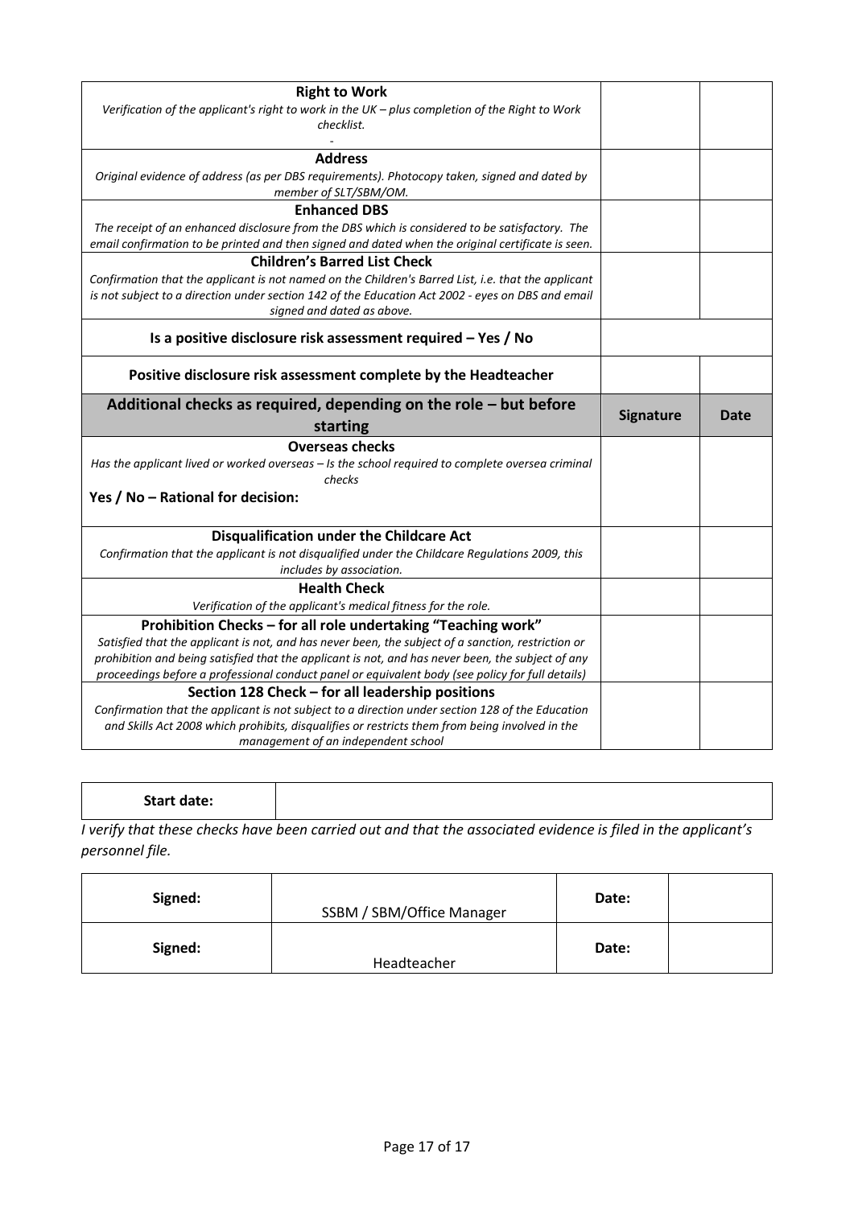| | | |
|---|---|---|
| **Right to Work**<br>*Verification of the applicant's right to work in the UK – plus completion of the Right to Work checklist.*<br>- | | |
| **Address**<br>*Original evidence of address (as per DBS requirements). Photocopy taken, signed and dated by member of SLT/SBM/OM.* | | |
| **Enhanced DBS**<br>*The receipt of an enhanced disclosure from the DBS which is considered to be satisfactory. The email confirmation to be printed and then signed and dated when the original certificate is seen.* | | |
| **Children's Barred List Check**<br>*Confirmation that the applicant is not named on the Children's Barred List, i.e. that the applicant is not subject to a direction under section 142 of the Education Act 2002 - eyes on DBS and email signed and dated as above.* | | |
| **Is a positive disclosure risk assessment required – Yes / No** | | |
| **Positive disclosure risk assessment complete by the Headteacher** | | |
| **Additional checks as required, depending on the role – but before starting** | **Signature** | **Date** |
| **Overseas checks**<br>*Has the applicant lived or worked overseas – Is the school required to complete oversea criminal checks*<br>**Yes / No – Rational for decision:** | | |
| **Disqualification under the Childcare Act**<br>*Confirmation that the applicant is not disqualified under the Childcare Regulations 2009, this includes by association.* | | |
| **Health Check**<br>*Verification of the applicant's medical fitness for the role.* | | |
| **Prohibition Checks – for all role undertaking "Teaching work"**<br>*Satisfied that the applicant is not, and has never been, the subject of a sanction, restriction or prohibition and being satisfied that the applicant is not, and has never been, the subject of any proceedings before a professional conduct panel or equivalent body (see policy for full details)* | | |
| **Section 128 Check – for all leadership positions**<br>*Confirmation that the applicant is not subject to a direction under section 128 of the Education and Skills Act 2008 which prohibits, disqualifies or restricts them from being involved in the management of an independent school* | | |

| | |
|---|---|
| **Start date:** | |

*I verify that these checks have been carried out and that the associated evidence is filed in the applicant's personnel file.*

| | | | |
|---|---|---|---|
| **Signed:** | SSBM / SBM/Office Manager | **Date:** | |
| **Signed:** | Headteacher | **Date:** | |